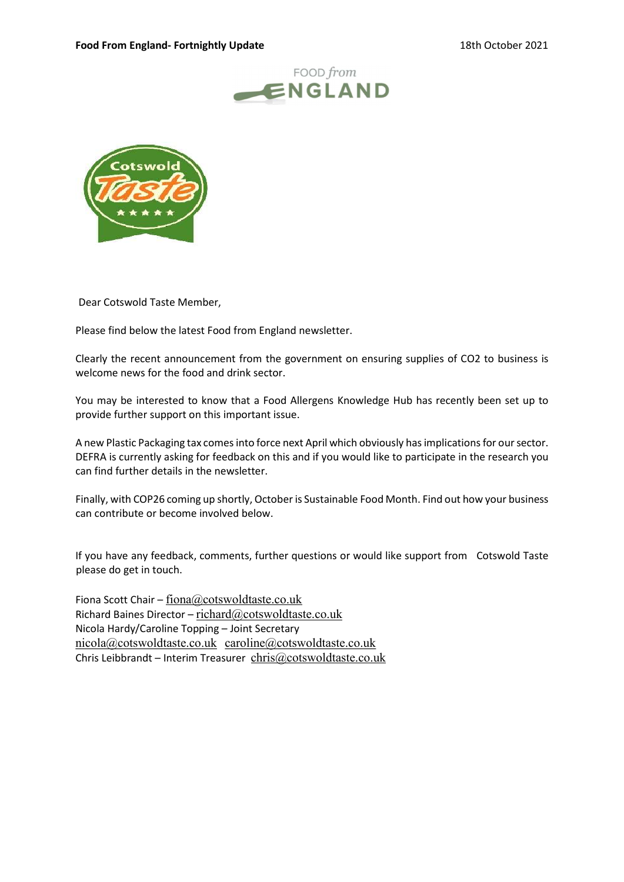**Food From England- Fortnightly Update** 18th October 2021

Dear Cotswold Taste Member,

Please find below the latest Food from England newsletter.

Clearly the recent announcement from the government on ensuring supplies of $CO_2$ to business is welcome news for the food and drink sector.

You may be interested to know that a Food Allergens Knowledge Hub has recently been set up to provide further support on this important issue.

A new Plastic Packaging tax comes into force next April which obviously has implications for our sector. DEFRA is currently asking for feedback on this and if you would like to participate in the research you can find further details in the newsletter.

Finally, with COP26 coming up shortly, October is Sustainable Food Month. Find out how your business can contribute or become involved below.

If you have any feedback, comments, further questions or would like support from Cotswold Taste please do get in touch.

Fiona Scott Chair – fiona@cotswoldtaste.co.uk
Richard Baines Director – richard@cotswoldtaste.co.uk
Nicola Hardy/Caroline Topping – Joint Secretary
nicola@cotswoldtaste.co.uk caroline@cotswoldtaste.co.uk
Chris Leibbrandt – Interim Treasurer chris@cotswoldtaste.co.uk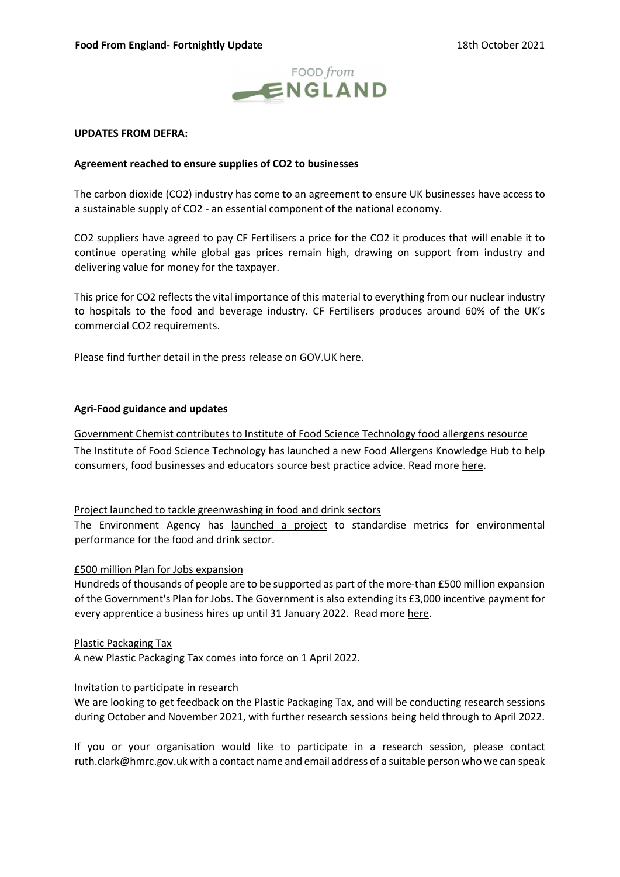**Food From England- Fortnightly Update** 18th October 2021

FOOD *from* ENGLAND

**UPDATES FROM DEFRA:**

**Agreement reached to ensure supplies of $CO_2$ to businesses**

The carbon dioxide ($CO_2$) industry has come to an agreement to ensure UK businesses have access to a sustainable supply of $CO_2$ - an essential component of the national economy.

$CO_2$ suppliers have agreed to pay CF Fertilisers a price for the $CO_2$ it produces that will enable it to continue operating while global gas prices remain high, drawing on support from industry and delivering value for money for the taxpayer.

This price for $CO_2$ reflects the vital importance of this material to everything from our nuclear industry to hospitals to the food and beverage industry. CF Fertilisers produces around 60% of the UK's commercial $CO_2$ requirements.

Please find further detail in the press release on GOV.UK here.

**Agri-Food guidance and updates**

Government Chemist contributes to Institute of Food Science Technology food allergens resource

The Institute of Food Science Technology has launched a new Food Allergens Knowledge Hub to help consumers, food businesses and educators source best practice advice. Read more here.

Project launched to tackle greenwashing in food and drink sectors

The Environment Agency has launched a project to standardise metrics for environmental performance for the food and drink sector.

£500 million Plan for Jobs expansion

Hundreds of thousands of people are to be supported as part of the more-than £500 million expansion of the Government's Plan for Jobs. The Government is also extending its £3,000 incentive payment for every apprentice a business hires up until 31 January 2022. Read more here.

Plastic Packaging Tax

A new Plastic Packaging Tax comes into force on 1 April 2022.

Invitation to participate in research

We are looking to get feedback on the Plastic Packaging Tax, and will be conducting research sessions during October and November 2021, with further research sessions being held through to April 2022.

If you or your organisation would like to participate in a research session, please contact ruth.clark@hmrc.gov.uk with a contact name and email address of a suitable person who we can speak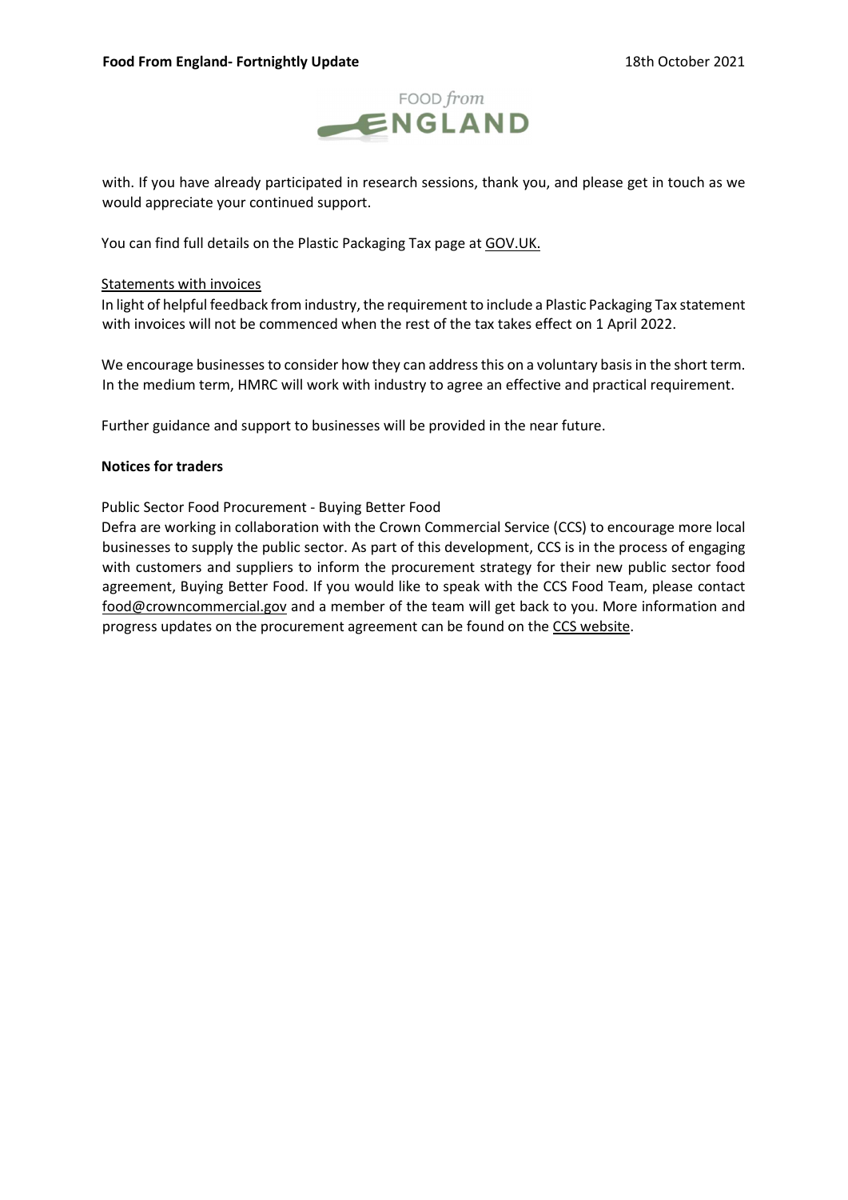with. If you have already participated in research sessions, thank you, and please get in touch as we would appreciate your continued support.

You can find full details on the Plastic Packaging Tax page at GOV.UK.

Statements with invoices

In light of helpful feedback from industry, the requirement to include a Plastic Packaging Tax statement with invoices will not be commenced when the rest of the tax takes effect on 1 April 2022.

We encourage businesses to consider how they can address this on a voluntary basis in the short term. In the medium term, HMRC will work with industry to agree an effective and practical requirement.

Further guidance and support to businesses will be provided in the near future.

**Notices for traders**

Public Sector Food Procurement - Buying Better Food

Defra are working in collaboration with the Crown Commercial Service (CCS) to encourage more local businesses to supply the public sector. As part of this development, CCS is in the process of engaging with customers and suppliers to inform the procurement strategy for their new public sector food agreement, Buying Better Food. If you would like to speak with the CCS Food Team, please contact food@crowncommercial.gov and a member of the team will get back to you. More information and progress updates on the procurement agreement can be found on the CCS website.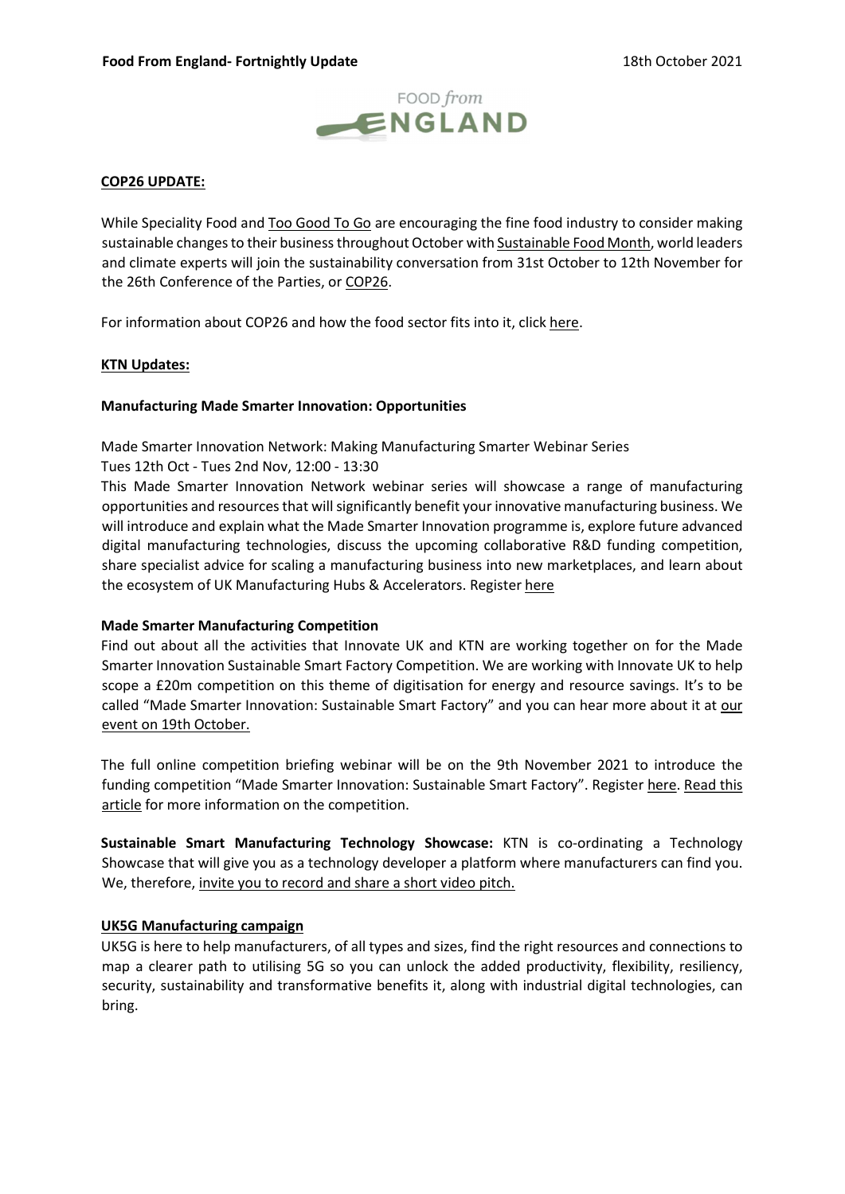**Food From England- Fortnightly Update** 18th October 2021

## COP26 UPDATE:

While Speciality Food and Too Good To Go are encouraging the fine food industry to consider making sustainable changes to their business throughout October with Sustainable Food Month, world leaders and climate experts will join the sustainability conversation from 31st October to 12th November for the 26th Conference of the Parties, or COP26.

For information about COP26 and how the food sector fits into it, click here.

## KTN Updates:

### Manufacturing Made Smarter Innovation: Opportunities

Made Smarter Innovation Network: Making Manufacturing Smarter Webinar Series
Tues 12th Oct - Tues 2nd Nov, 12:00 - 13:30
This Made Smarter Innovation Network webinar series will showcase a range of manufacturing opportunities and resources that will significantly benefit your innovative manufacturing business. We will introduce and explain what the Made Smarter Innovation programme is, explore future advanced digital manufacturing technologies, discuss the upcoming collaborative R&D funding competition, share specialist advice for scaling a manufacturing business into new marketplaces, and learn about the ecosystem of UK Manufacturing Hubs & Accelerators. Register here

### Made Smarter Manufacturing Competition

Find out about all the activities that Innovate UK and KTN are working together on for the Made Smarter Innovation Sustainable Smart Factory Competition. We are working with Innovate UK to help scope a £20m competition on this theme of digitisation for energy and resource savings. It's to be called "Made Smarter Innovation: Sustainable Smart Factory" and you can hear more about it at our event on 19th October.

The full online competition briefing webinar will be on the 9th November 2021 to introduce the funding competition "Made Smarter Innovation: Sustainable Smart Factory". Register here. Read this article for more information on the competition.

**Sustainable Smart Manufacturing Technology Showcase:** KTN is co-ordinating a Technology Showcase that will give you as a technology developer a platform where manufacturers can find you. We, therefore, invite you to record and share a short video pitch.

### UK5G Manufacturing campaign

UK5G is here to help manufacturers, of all types and sizes, find the right resources and connections to map a clearer path to utilising 5G so you can unlock the added productivity, flexibility, resiliency, security, sustainability and transformative benefits it, along with industrial digital technologies, can bring.